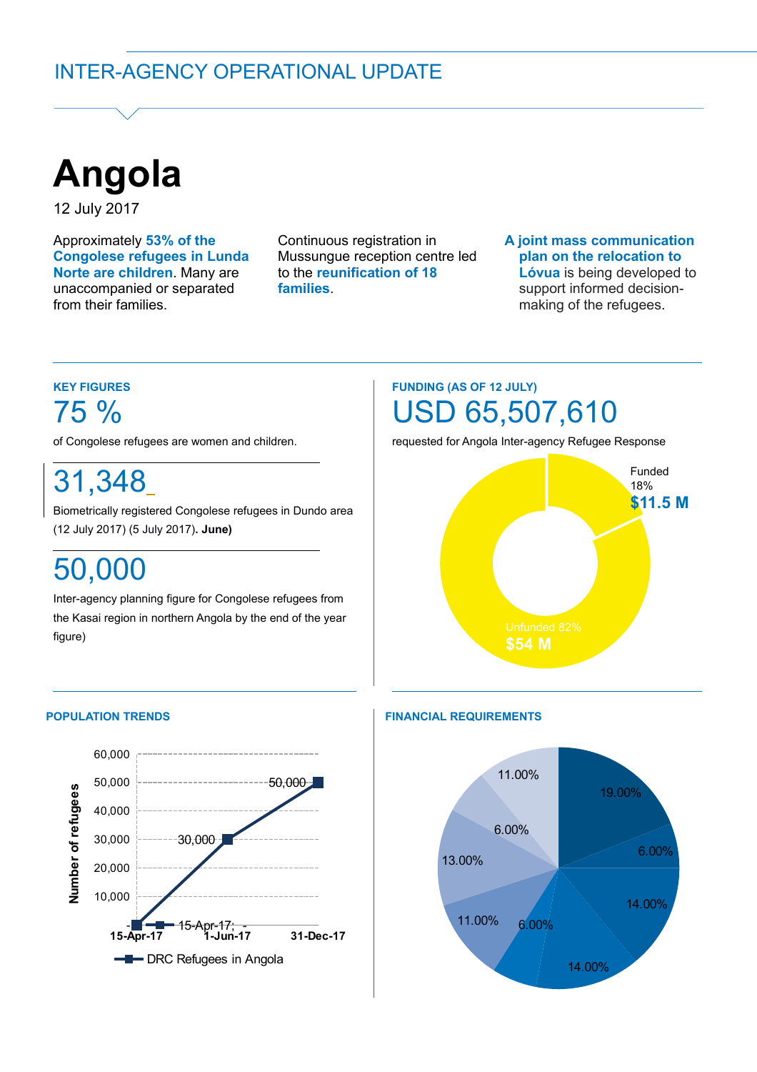INTER-AGENCY OPERATIONAL UPDATE

# Angola

12 July 2017

Approximately **53% of the Congolese refugees in Lunda Norte are children**. Many are unaccompanied or separated from their families.

Continuous registration in Mussungue reception centre led to the **reunification of 18 families**.

**A joint mass communication plan on the relocation to Lóvua** is being developed to support informed decision-making of the refugees.

## KEY FIGURES

**75 %**

of Congolese refugees are women and children.

**31,348**

Biometrically registered Congolese refugees in Dundo area (12 July 2017) (5 July 2017). **June)**

**50,000**

Inter-agency planning figure for Congolese refugees from the Kasai region in northern Angola by the end of the year figure)

## FUNDING (AS OF 12 JULY)

**USD 65,507,610**

requested for Angola Inter-agency Refugee Response

Funded 18% **$11.5 M**

Unfunded 82% **$54 M**

## POPULATION TRENDS

| Date | DRC Refugees in Angola |
| --- | --- |
| 15-Apr-17 | - |
| 1-Jun-17 | 30,000 |
| 31-Dec-17 | 50,000 |

## FINANCIAL REQUIREMENTS

19.00%, 6.00%, 14.00%, 14.00%, 6.00%, 11.00%, 13.00%, 6.00%, 11.00%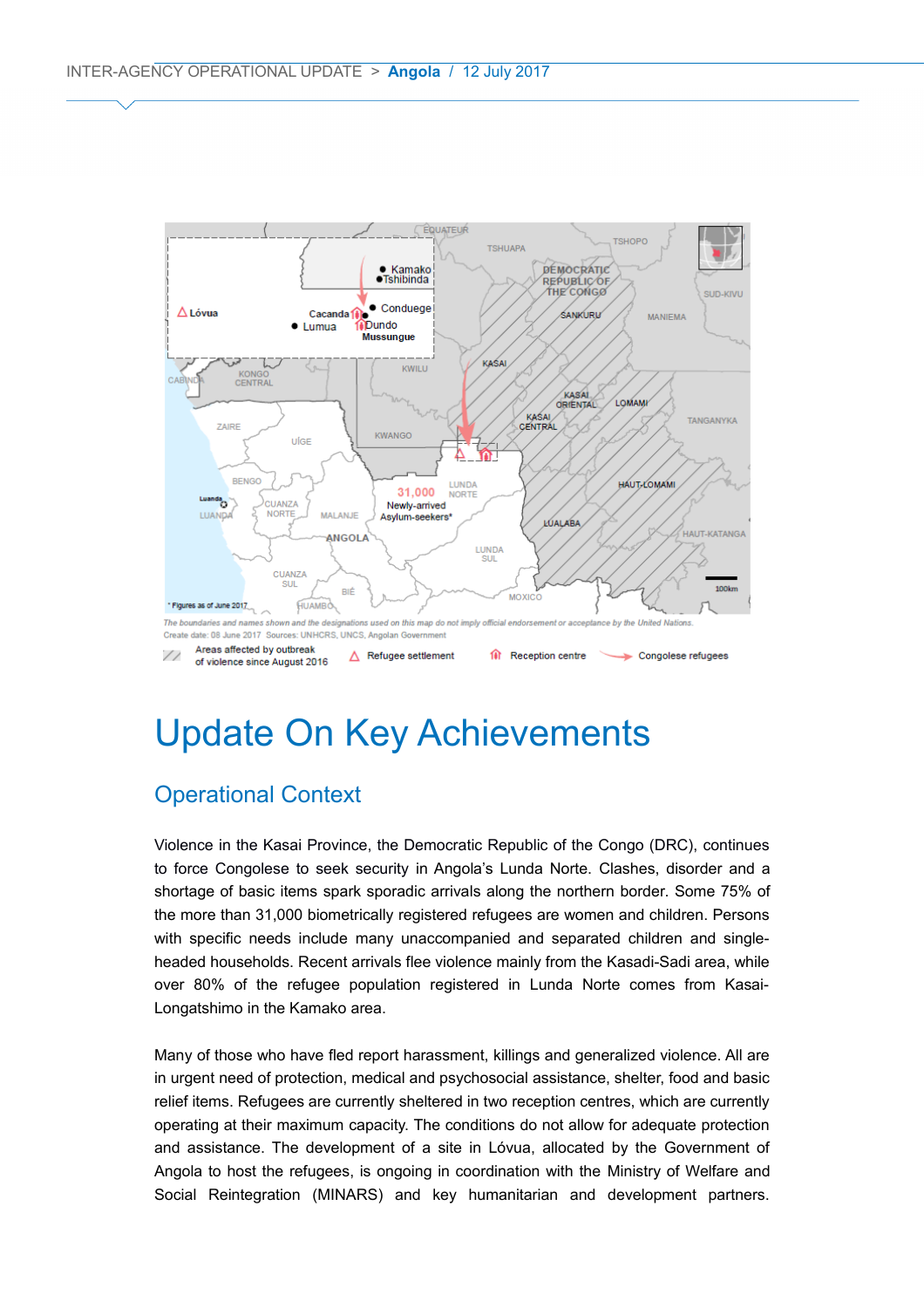The boundaries and names shown and the designations used on this map do not imply official endorsement or acceptance by the United Nations.
Create date: 08 June 2017 Sources: UNHCRS, UNCS, Angolan Government

Areas affected by outbreak of violence since August 2016 | Refugee settlement | Reception centre | Congolese refugees

# Update On Key Achievements

## Operational Context

Violence in the Kasai Province, the Democratic Republic of the Congo (DRC), continues to force Congolese to seek security in Angola's Lunda Norte. Clashes, disorder and a shortage of basic items spark sporadic arrivals along the northern border. Some 75% of the more than 31,000 biometrically registered refugees are women and children. Persons with specific needs include many unaccompanied and separated children and single-headed households. Recent arrivals flee violence mainly from the Kasadi-Sadi area, while over 80% of the refugee population registered in Lunda Norte comes from Kasai-Longatshimo in the Kamako area.

Many of those who have fled report harassment, killings and generalized violence. All are in urgent need of protection, medical and psychosocial assistance, shelter, food and basic relief items. Refugees are currently sheltered in two reception centres, which are currently operating at their maximum capacity. The conditions do not allow for adequate protection and assistance. The development of a site in Lóvua, allocated by the Government of Angola to host the refugees, is ongoing in coordination with the Ministry of Welfare and Social Reintegration (MINARS) and key humanitarian and development partners.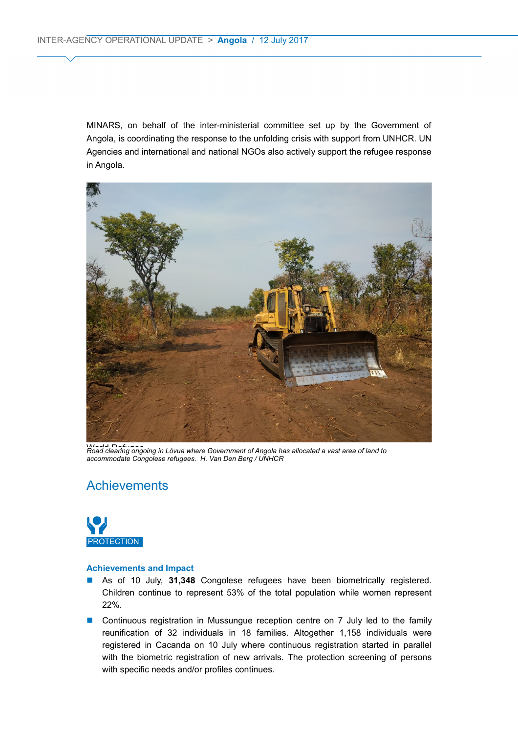MINARS, on behalf of the inter-ministerial committee set up by the Government of Angola, is coordinating the response to the unfolding crisis with support from UNHCR. UN Agencies and international and national NGOs also actively support the refugee response in Angola.

*Road clearing ongoing in Lóvua where Government of Angola has allocated a vast area of land to accommodate Congolese refugees. H. Van Den Berg / UNHCR*

## Achievements

### PROTECTION

#### Achievements and Impact

- As of 10 July, **31,348** Congolese refugees have been biometrically registered. Children continue to represent 53% of the total population while women represent 22%.
- Continuous registration in Mussungue reception centre on 7 July led to the family reunification of 32 individuals in 18 families. Altogether 1,158 individuals were registered in Cacanda on 10 July where continuous registration started in parallel with the biometric registration of new arrivals. The protection screening of persons with specific needs and/or profiles continues.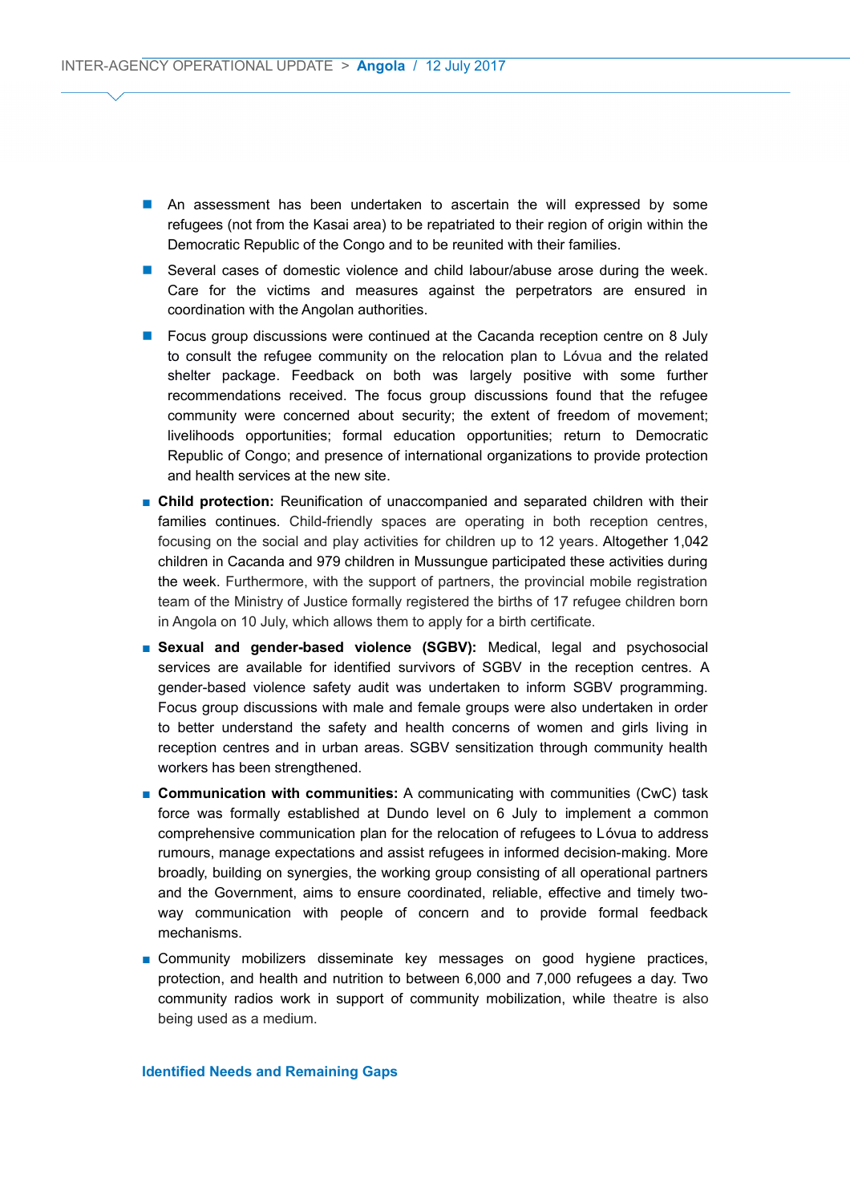- An assessment has been undertaken to ascertain the will expressed by some refugees (not from the Kasai area) to be repatriated to their region of origin within the Democratic Republic of the Congo and to be reunited with their families.
- Several cases of domestic violence and child labour/abuse arose during the week. Care for the victims and measures against the perpetrators are ensured in coordination with the Angolan authorities.
- Focus group discussions were continued at the Cacanda reception centre on 8 July to consult the refugee community on the relocation plan to Lóvua and the related shelter package. Feedback on both was largely positive with some further recommendations received. The focus group discussions found that the refugee community were concerned about security; the extent of freedom of movement; livelihoods opportunities; formal education opportunities; return to Democratic Republic of Congo; and presence of international organizations to provide protection and health services at the new site.
- **Child protection:** Reunification of unaccompanied and separated children with their families continues. Child-friendly spaces are operating in both reception centres, focusing on the social and play activities for children up to 12 years. Altogether 1,042 children in Cacanda and 979 children in Mussungue participated these activities during the week. Furthermore, with the support of partners, the provincial mobile registration team of the Ministry of Justice formally registered the births of 17 refugee children born in Angola on 10 July, which allows them to apply for a birth certificate.
- **Sexual and gender-based violence (SGBV):** Medical, legal and psychosocial services are available for identified survivors of SGBV in the reception centres. A gender-based violence safety audit was undertaken to inform SGBV programming. Focus group discussions with male and female groups were also undertaken in order to better understand the safety and health concerns of women and girls living in reception centres and in urban areas. SGBV sensitization through community health workers has been strengthened.
- **Communication with communities:** A communicating with communities (CwC) task force was formally established at Dundo level on 6 July to implement a common comprehensive communication plan for the relocation of refugees to Lóvua to address rumours, manage expectations and assist refugees in informed decision-making. More broadly, building on synergies, the working group consisting of all operational partners and the Government, aims to ensure coordinated, reliable, effective and timely two-way communication with people of concern and to provide formal feedback mechanisms.
- Community mobilizers disseminate key messages on good hygiene practices, protection, and health and nutrition to between 6,000 and 7,000 refugees a day. Two community radios work in support of community mobilization, while theatre is also being used as a medium.

### Identified Needs and Remaining Gaps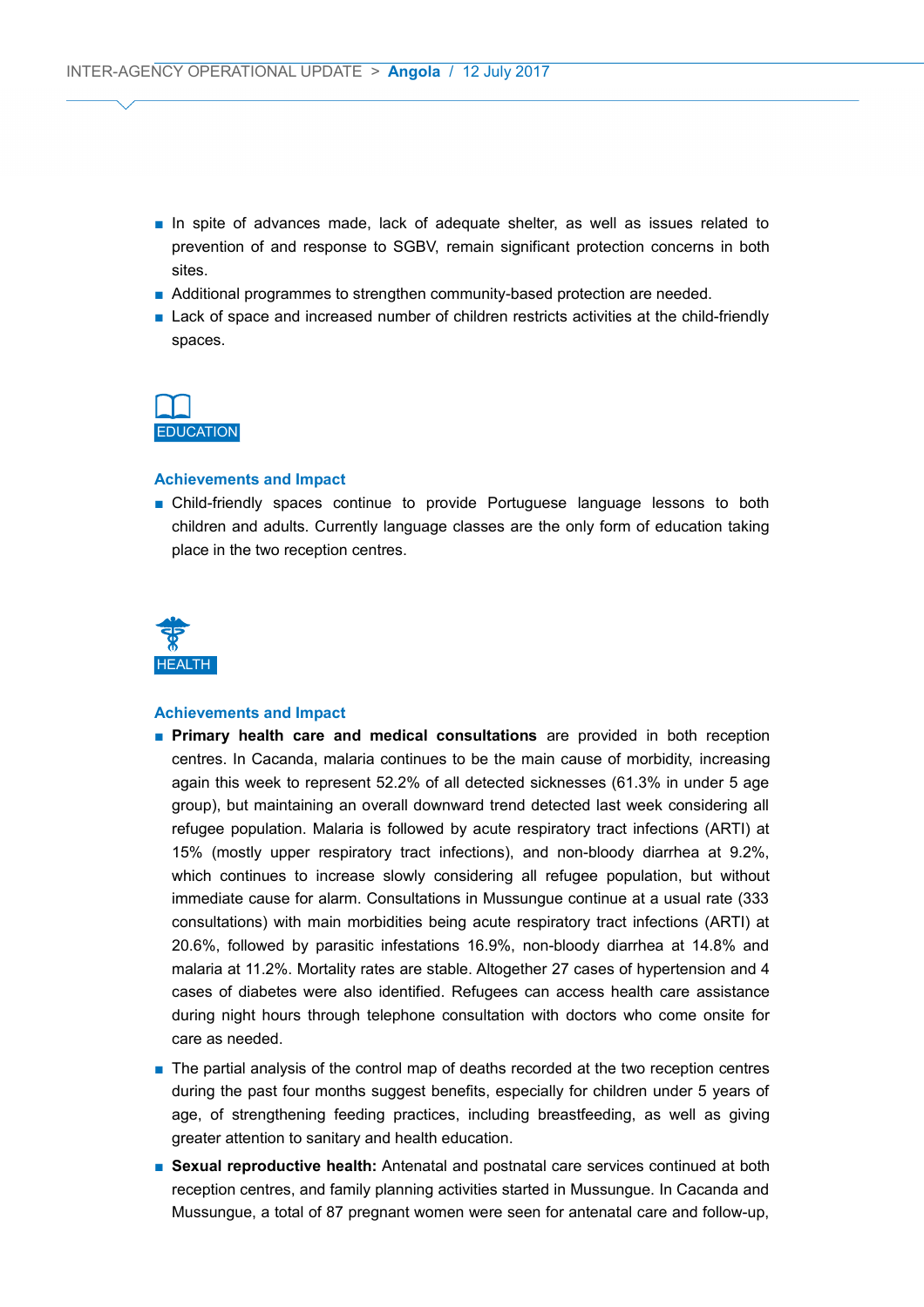- In spite of advances made, lack of adequate shelter, as well as issues related to prevention of and response to SGBV, remain significant protection concerns in both sites.
- Additional programmes to strengthen community-based protection are needed.
- Lack of space and increased number of children restricts activities at the child-friendly spaces.

## EDUCATION

### Achievements and Impact

- Child-friendly spaces continue to provide Portuguese language lessons to both children and adults. Currently language classes are the only form of education taking place in the two reception centres.

## HEALTH

### Achievements and Impact

- **Primary health care and medical consultations** are provided in both reception centres. In Cacanda, malaria continues to be the main cause of morbidity, increasing again this week to represent 52.2% of all detected sicknesses (61.3% in under 5 age group), but maintaining an overall downward trend detected last week considering all refugee population. Malaria is followed by acute respiratory tract infections (ARTI) at 15% (mostly upper respiratory tract infections), and non-bloody diarrhea at 9.2%, which continues to increase slowly considering all refugee population, but without immediate cause for alarm. Consultations in Mussungue continue at a usual rate (333 consultations) with main morbidities being acute respiratory tract infections (ARTI) at 20.6%, followed by parasitic infestations 16.9%, non-bloody diarrhea at 14.8% and malaria at 11.2%. Mortality rates are stable. Altogether 27 cases of hypertension and 4 cases of diabetes were also identified. Refugees can access health care assistance during night hours through telephone consultation with doctors who come onsite for care as needed.
- The partial analysis of the control map of deaths recorded at the two reception centres during the past four months suggest benefits, especially for children under 5 years of age, of strengthening feeding practices, including breastfeeding, as well as giving greater attention to sanitary and health education.
- **Sexual reproductive health:** Antenatal and postnatal care services continued at both reception centres, and family planning activities started in Mussungue. In Cacanda and Mussungue, a total of 87 pregnant women were seen for antenatal care and follow-up,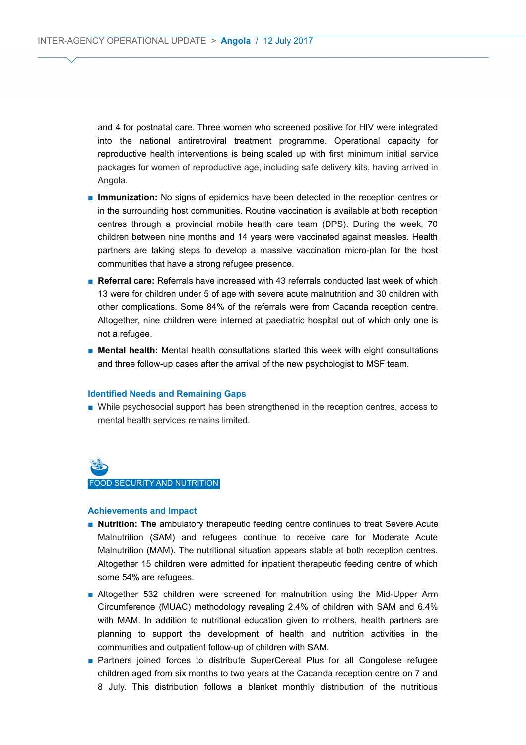and 4 for postnatal care. Three women who screened positive for HIV were integrated into the national antiretroviral treatment programme. Operational capacity for reproductive health interventions is being scaled up with first minimum initial service packages for women of reproductive age, including safe delivery kits, having arrived in Angola.

- **Immunization:** No signs of epidemics have been detected in the reception centres or in the surrounding host communities. Routine vaccination is available at both reception centres through a provincial mobile health care team (DPS). During the week, 70 children between nine months and 14 years were vaccinated against measles. Health partners are taking steps to develop a massive vaccination micro-plan for the host communities that have a strong refugee presence.
- **Referral care:** Referrals have increased with 43 referrals conducted last week of which 13 were for children under 5 of age with severe acute malnutrition and 30 children with other complications. Some 84% of the referrals were from Cacanda reception centre. Altogether, nine children were interned at paediatric hospital out of which only one is not a refugee.
- **Mental health:** Mental health consultations started this week with eight consultations and three follow-up cases after the arrival of the new psychologist to MSF team.

### Identified Needs and Remaining Gaps

- While psychosocial support has been strengthened in the reception centres, access to mental health services remains limited.

## FOOD SECURITY AND NUTRITION

### Achievements and Impact

- **Nutrition: The** ambulatory therapeutic feeding centre continues to treat Severe Acute Malnutrition (SAM) and refugees continue to receive care for Moderate Acute Malnutrition (MAM). The nutritional situation appears stable at both reception centres. Altogether 15 children were admitted for inpatient therapeutic feeding centre of which some 54% are refugees.
- Altogether 532 children were screened for malnutrition using the Mid-Upper Arm Circumference (MUAC) methodology revealing 2.4% of children with SAM and 6.4% with MAM. In addition to nutritional education given to mothers, health partners are planning to support the development of health and nutrition activities in the communities and outpatient follow-up of children with SAM.
- Partners joined forces to distribute SuperCereal Plus for all Congolese refugee children aged from six months to two years at the Cacanda reception centre on 7 and 8 July. This distribution follows a blanket monthly distribution of the nutritious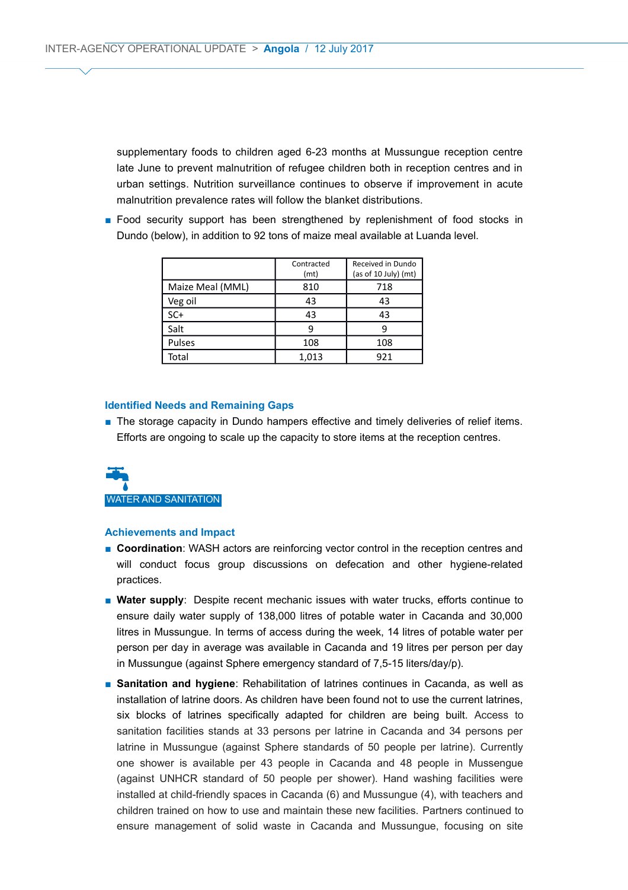supplementary foods to children aged 6-23 months at Mussungue reception centre late June to prevent malnutrition of refugee children both in reception centres and in urban settings. Nutrition surveillance continues to observe if improvement in acute malnutrition prevalence rates will follow the blanket distributions.

- Food security support has been strengthened by replenishment of food stocks in Dundo (below), in addition to 92 tons of maize meal available at Luanda level.

| | Contracted (mt) | Received in Dundo (as of 10 July) (mt) |
|---|---|---|
| Maize Meal (MML) | 810 | 718 |
| Veg oil | 43 | 43 |
| SC+ | 43 | 43 |
| Salt | 9 | 9 |
| Pulses | 108 | 108 |
| Total | 1,013 | 921 |

### Identified Needs and Remaining Gaps

- The storage capacity in Dundo hampers effective and timely deliveries of relief items. Efforts are ongoing to scale up the capacity to store items at the reception centres.

## WATER AND SANITATION

### Achievements and Impact

- **Coordination**: WASH actors are reinforcing vector control in the reception centres and will conduct focus group discussions on defecation and other hygiene-related practices.
- **Water supply**: Despite recent mechanic issues with water trucks, efforts continue to ensure daily water supply of 138,000 litres of potable water in Cacanda and 30,000 litres in Mussungue. In terms of access during the week, 14 litres of potable water per person per day in average was available in Cacanda and 19 litres per person per day in Mussungue (against Sphere emergency standard of 7,5-15 liters/day/p).
- **Sanitation and hygiene**: Rehabilitation of latrines continues in Cacanda, as well as installation of latrine doors. As children have been found not to use the current latrines, six blocks of latrines specifically adapted for children are being built. Access to sanitation facilities stands at 33 persons per latrine in Cacanda and 34 persons per latrine in Mussungue (against Sphere standards of 50 people per latrine). Currently one shower is available per 43 people in Cacanda and 48 people in Mussengue (against UNHCR standard of 50 people per shower). Hand washing facilities were installed at child-friendly spaces in Cacanda (6) and Mussungue (4), with teachers and children trained on how to use and maintain these new facilities. Partners continued to ensure management of solid waste in Cacanda and Mussungue, focusing on site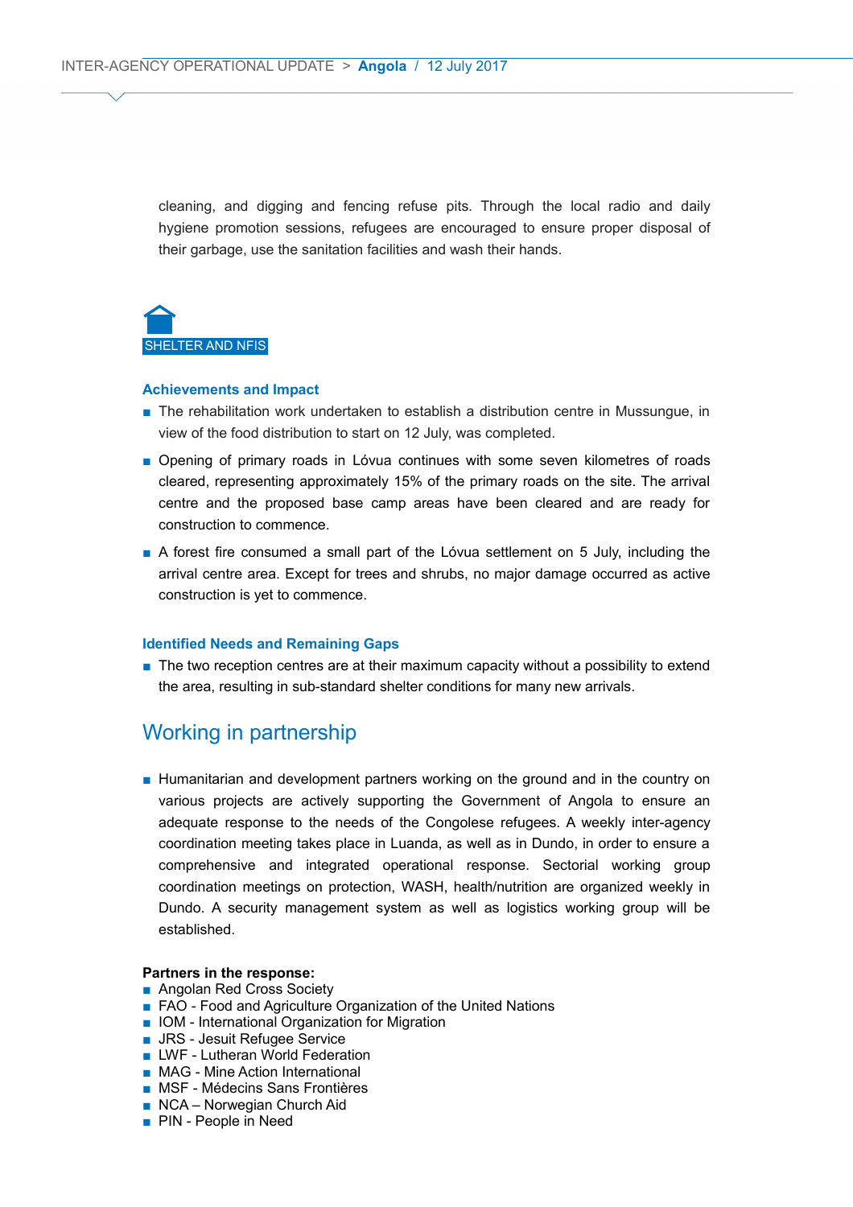cleaning, and digging and fencing refuse pits. Through the local radio and daily hygiene promotion sessions, refugees are encouraged to ensure proper disposal of their garbage, use the sanitation facilities and wash their hands.

## SHELTER AND NFIS

### Achievements and Impact

- The rehabilitation work undertaken to establish a distribution centre in Mussungue, in view of the food distribution to start on 12 July, was completed.
- Opening of primary roads in Lóvua continues with some seven kilometres of roads cleared, representing approximately 15% of the primary roads on the site. The arrival centre and the proposed base camp areas have been cleared and are ready for construction to commence.
- A forest fire consumed a small part of the Lóvua settlement on 5 July, including the arrival centre area. Except for trees and shrubs, no major damage occurred as active construction is yet to commence.

### Identified Needs and Remaining Gaps

- The two reception centres are at their maximum capacity without a possibility to extend the area, resulting in sub-standard shelter conditions for many new arrivals.

## Working in partnership

- Humanitarian and development partners working on the ground and in the country on various projects are actively supporting the Government of Angola to ensure an adequate response to the needs of the Congolese refugees. A weekly inter-agency coordination meeting takes place in Luanda, as well as in Dundo, in order to ensure a comprehensive and integrated operational response. Sectorial working group coordination meetings on protection, WASH, health/nutrition are organized weekly in Dundo. A security management system as well as logistics working group will be established.

**Partners in the response:**

- Angolan Red Cross Society
- FAO - Food and Agriculture Organization of the United Nations
- IOM - International Organization for Migration
- JRS - Jesuit Refugee Service
- LWF - Lutheran World Federation
- MAG - Mine Action International
- MSF - Médecins Sans Frontières
- NCA – Norwegian Church Aid
- PIN - People in Need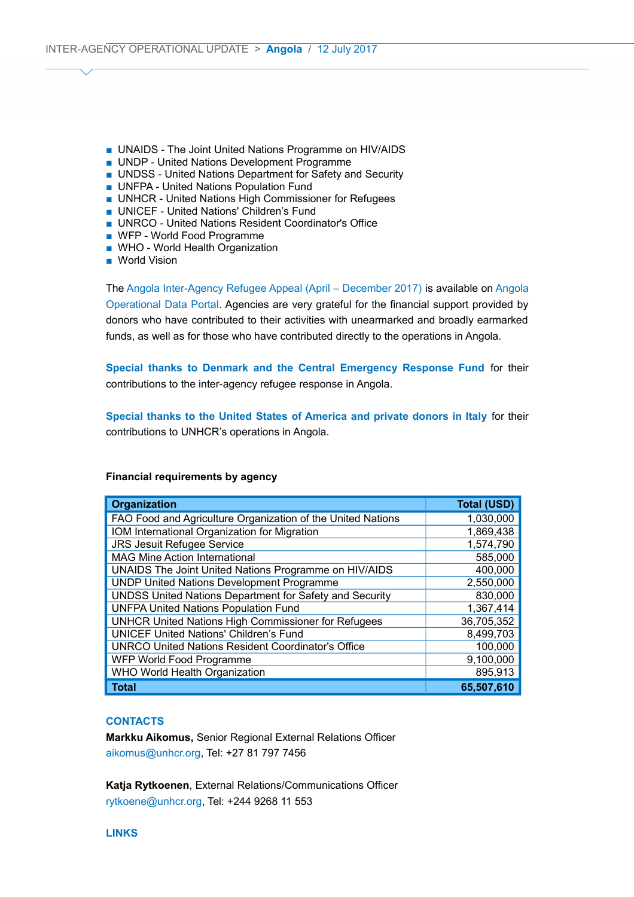- UNAIDS - The Joint United Nations Programme on HIV/AIDS
- UNDP - United Nations Development Programme
- UNDSS - United Nations Department for Safety and Security
- UNFPA - United Nations Population Fund
- UNHCR - United Nations High Commissioner for Refugees
- UNICEF - United Nations' Children's Fund
- UNRCO - United Nations Resident Coordinator's Office
- WFP - World Food Programme
- WHO - World Health Organization
- World Vision

The Angola Inter-Agency Refugee Appeal (April – December 2017) is available on Angola Operational Data Portal. Agencies are very grateful for the financial support provided by donors who have contributed to their activities with unearmarked and broadly earmarked funds, as well as for those who have contributed directly to the operations in Angola.

**Special thanks to Denmark and the Central Emergency Response Fund** for their contributions to the inter-agency refugee response in Angola.

**Special thanks to the United States of America and private donors in Italy** for their contributions to UNHCR's operations in Angola.

**Financial requirements by agency**

| Organization | Total (USD) |
|---|---|
| FAO Food and Agriculture Organization of the United Nations | 1,030,000 |
| IOM International Organization for Migration | 1,869,438 |
| JRS Jesuit Refugee Service | 1,574,790 |
| MAG Mine Action International | 585,000 |
| UNAIDS The Joint United Nations Programme on HIV/AIDS | 400,000 |
| UNDP United Nations Development Programme | 2,550,000 |
| UNDSS United Nations Department for Safety and Security | 830,000 |
| UNFPA United Nations Population Fund | 1,367,414 |
| UNHCR United Nations High Commissioner for Refugees | 36,705,352 |
| UNICEF United Nations' Children's Fund | 8,499,703 |
| UNRCO United Nations Resident Coordinator's Office | 100,000 |
| WFP World Food Programme | 9,100,000 |
| WHO World Health Organization | 895,913 |
| **Total** | **65,507,610** |

## CONTACTS

**Markku Aikomus,** Senior Regional External Relations Officer
aikomus@unhcr.org, Tel: +27 81 797 7456

**Katja Rytkoenen**, External Relations/Communications Officer
rytkoene@unhcr.org, Tel: +244 9268 11 553

## LINKS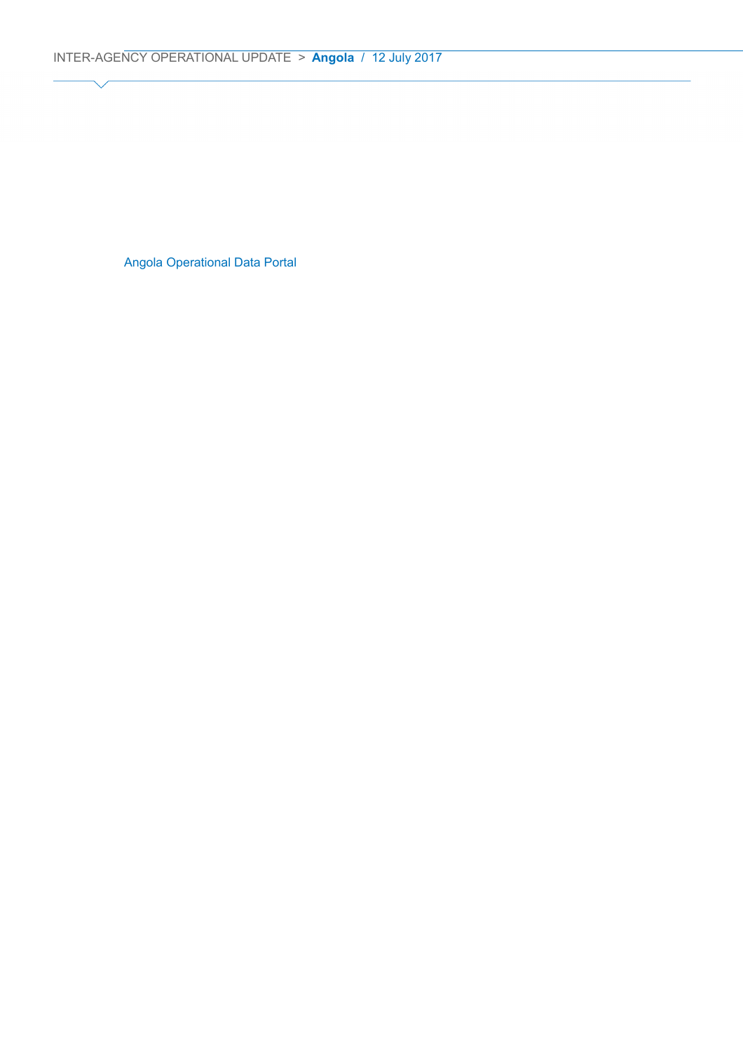Angola Operational Data Portal